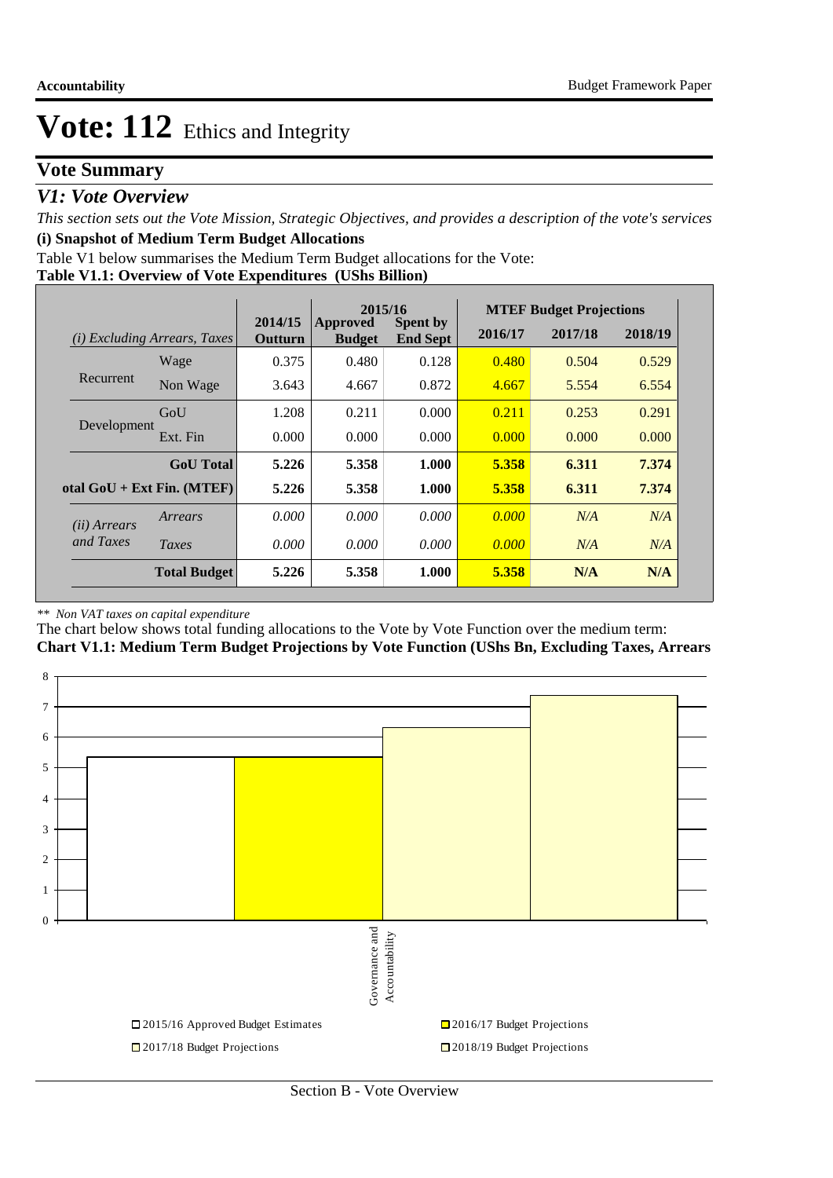# Vote: 112 Ethics and Integrity

## Vote Summary

### *V1: Vote Overview*

*This section sets out the Vote Mission, Strategic Objectives, and provides a description of the vote's services*

**(i) Snapshot of Medium Term Budget Allocations**

Table V1 below summarises the Medium Term Budget allocations for the Vote:

**Table V1.1: Overview of Vote Expenditures (UShs Billion)**

| *(i) Excluding Arrears, Taxes* | | 2014/15 Outturn | 2015/16 Approved Budget | 2015/16 Spent by End Sept | MTEF Budget Projections 2016/17 | 2017/18 | 2018/19 |
|---|---|---|---|---|---|---|---|
| Recurrent | Wage | 0.375 | 0.480 | 0.128 | 0.480 | 0.504 | 0.529 |
| | Non Wage | 3.643 | 4.667 | 0.872 | 4.667 | 5.554 | 6.554 |
| Development | GoU | 1.208 | 0.211 | 0.000 | 0.211 | 0.253 | 0.291 |
| | Ext. Fin | 0.000 | 0.000 | 0.000 | 0.000 | 0.000 | 0.000 |
| | **GoU Total** | **5.226** | **5.358** | **1.000** | **5.358** | **6.311** | **7.374** |
| **otal GoU + Ext Fin. (MTEF)** | | **5.226** | **5.358** | **1.000** | **5.358** | **6.311** | **7.374** |
| *(ii) Arrears and Taxes* | *Arrears* | *0.000* | *0.000* | *0.000* | *0.000* | *N/A* | *N/A* |
| | *Taxes* | *0.000* | *0.000* | *0.000* | *0.000* | *N/A* | *N/A* |
| | **Total Budget** | **5.226** | **5.358** | **1.000** | **5.358** | **N/A** | **N/A** |

*\*\* Non VAT taxes on capital expenditure*

The chart below shows total funding allocations to the Vote by Vote Function over the medium term:

**Chart V1.1: Medium Term Budget Projections by Vote Function (UShs Bn, Excluding Taxes, Arrears**

| Vote Function | 2015/16 Approved Budget Estimates | 2016/17 Budget Projections | 2017/18 Budget Projections | 2018/19 Budget Projections |
|---|---|---|---|---|
| Governance and Accountability | 5.358 | 5.358 | 6.311 | 7.374 |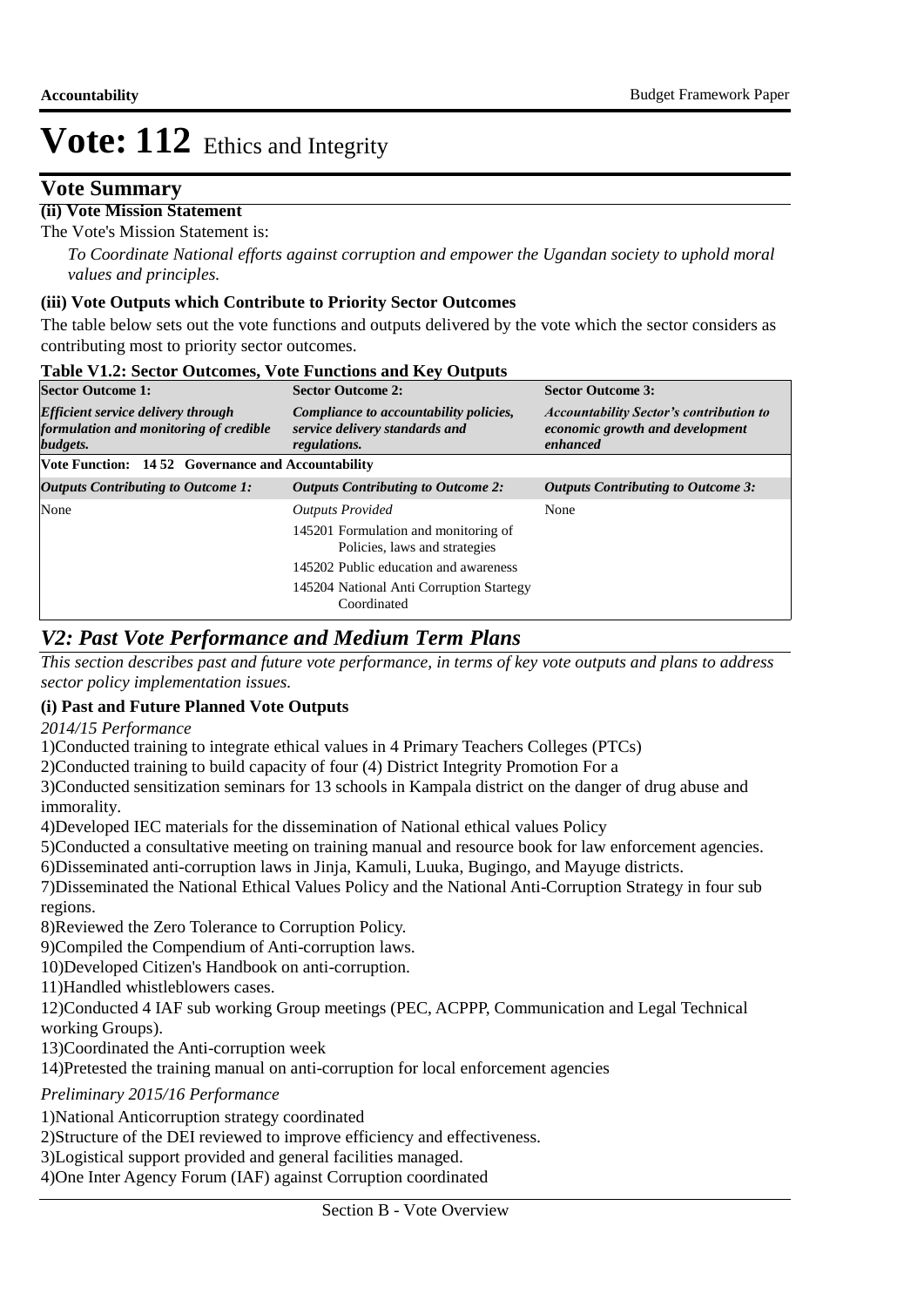# Vote: 112 Ethics and Integrity

## Vote Summary

**(ii) Vote Mission Statement**

The Vote's Mission Statement is:

*To Coordinate National efforts against corruption and empower the Ugandan society to uphold moral values and principles.*

**(iii) Vote Outputs which Contribute to Priority Sector Outcomes**

The table below sets out the vote functions and outputs delivered by the vote which the sector considers as contributing most to priority sector outcomes.

**Table V1.2: Sector Outcomes, Vote Functions and Key Outputs**

| Sector Outcome 1: | Sector Outcome 2: | Sector Outcome 3: |
|---|---|---|
| *Efficient service delivery through formulation and monitoring of credible budgets.* | *Compliance to accountability policies, service delivery standards and regulations.* | *Accountability Sector's contribution to economic growth and development enhanced* |
| **Vote Function: 14 52 Governance and Accountability** | | |
| *Outputs Contributing to Outcome 1:* | *Outputs Contributing to Outcome 2:* | *Outputs Contributing to Outcome 3:* |
| None | *Outputs Provided*<br>145201 Formulation and monitoring of Policies, laws and strategies<br>145202 Public education and awareness<br>145204 National Anti Corruption Startegy Coordinated | None |

## V2: Past Vote Performance and Medium Term Plans

*This section describes past and future vote performance, in terms of key vote outputs and plans to address sector policy implementation issues.*

**(i) Past and Future Planned Vote Outputs**

*2014/15 Performance*

1)Conducted training to integrate ethical values in 4 Primary Teachers Colleges (PTCs)
2)Conducted training to build capacity of four (4) District Integrity Promotion For a
3)Conducted sensitization seminars for 13 schools in Kampala district on the danger of drug abuse and immorality.
4)Developed IEC materials for the dissemination of National ethical values Policy
5)Conducted a consultative meeting on training manual and resource book for law enforcement agencies.
6)Disseminated anti-corruption laws in Jinja, Kamuli, Luuka, Bugingo, and Mayuge districts.
7)Disseminated the National Ethical Values Policy and the National Anti-Corruption Strategy in four sub regions.
8)Reviewed the Zero Tolerance to Corruption Policy.
9)Compiled the Compendium of Anti-corruption laws.
10)Developed Citizen's Handbook on anti-corruption.
11)Handled whistleblowers cases.
12)Conducted 4 IAF sub working Group meetings (PEC, ACPPP, Communication and Legal Technical working Groups).
13)Coordinated the Anti-corruption week
14)Pretested the training manual on anti-corruption for local enforcement agencies

*Preliminary 2015/16 Performance*

1)National Anticorruption strategy coordinated
2)Structure of the DEI reviewed to improve efficiency and effectiveness.
3)Logistical support provided and general facilities managed.
4)One Inter Agency Forum (IAF) against Corruption coordinated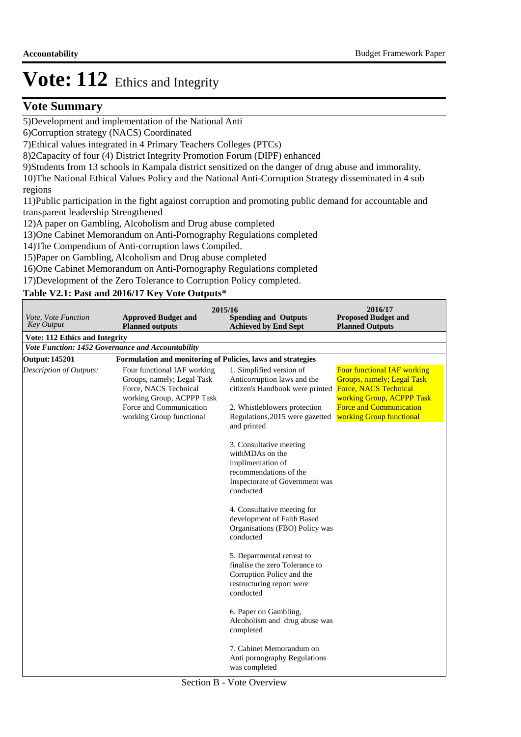# Vote: 112 Ethics and Integrity

## Vote Summary

5)Development and implementation of the National Anti
6)Corruption strategy (NACS) Coordinated
7)Ethical values integrated in 4 Primary Teachers Colleges (PTCs)
8)2Capacity of four (4) District Integrity Promotion Forum (DIPF) enhanced
9)Students from 13 schools in Kampala district sensitized on the danger of drug abuse and immorality.
10)The National Ethical Values Policy and the National Anti-Corruption Strategy disseminated in 4 sub regions
11)Public participation in the fight against corruption and promoting public demand for accountable and transparent leadership Strengthened
12)A paper on Gambling, Alcoholism and Drug abuse completed
13)One Cabinet Memorandum on Anti-Pornography Regulations completed
14)The Compendium of Anti-corruption laws Compiled.
15)Paper on Gambling, Alcoholism and Drug abuse completed
16)One Cabinet Memorandum on Anti-Pornography Regulations completed
17)Development of the Zero Tolerance to Corruption Policy completed.

**Table V2.1: Past and 2016/17 Key Vote Outputs***

| *Vote, Vote Function Key Output* | 2015/16 **Approved Budget and Planned outputs** | **Spending and Outputs Achieved by End Sept** | 2016/17 **Proposed Budget and Planned Outputs** |
|---|---|---|---|
| **Vote: 112 Ethics and Integrity** | | | |
| ***Vote Function: 1452 Governance and Accountability*** | | | |
| **Output: 145201** | **Formulation and monitoring of Policies, laws and strategies** | | |
| *Description of Outputs:* | Four functional IAF working Groups, namely; Legal Task Force, NACS Technical working Group, ACPPP Task Force and Communication working Group functional | 1. Simplified version of Anticorruption laws and the citizen's Handbook were printed<br><br>2. Whistleblowers protection Regulations,2015 were gazetted and printed<br><br>3. Consultative meeting withMDAs on the implimentation of recommendations of the Inspectorate of Government was conducted<br><br>4. Consultative meeting for development of Faith Based Organisations (FBO) Policy was conducted<br><br>5. Departmental retreat to finalise the zero Tolerance to Corruption Policy and the restructuring report were conducted<br><br>6. Paper on Gambling, Alcoholism and drug abuse was completed<br><br>7. Cabinet Memorandum on Anti pornography Regulations was completed | Four functional IAF working Groups, namely; Legal Task Force, NACS Technical working Group, ACPPP Task Force and Communication working Group functional |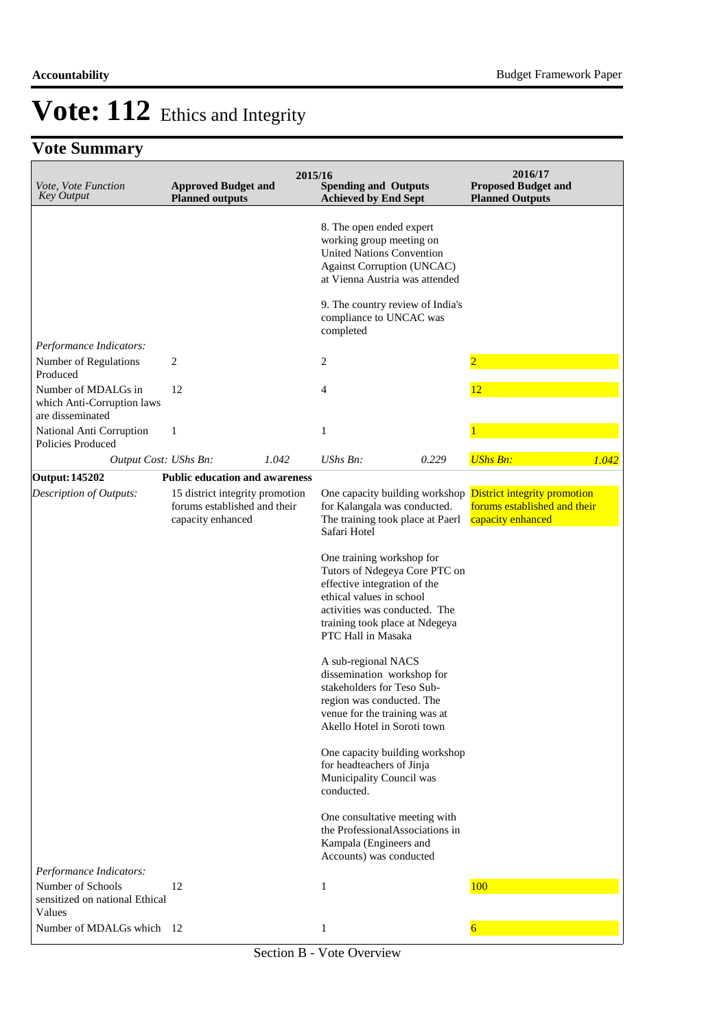# Vote: 112 Ethics and Integrity

## Vote Summary

| *Vote, Vote Function Key Output* | **2015/16 Approved Budget and Planned outputs** | | **2015/16 Spending and Outputs Achieved by End Sept** | | **2016/17 Proposed Budget and Planned Outputs** | |
|---|---|---|---|---|---|---|
| | | | 8. The open ended expert working group meeting on United Nations Convention Against Corruption (UNCAC) at Vienna Austria was attended<br><br>9. The country review of India's compliance to UNCAC was completed | | | |
| *Performance Indicators:* | | | | | | |
| Number of Regulations Produced | 2 | | 2 | | 2 | |
| Number of MDALGs in which Anti-Corruption laws are disseminated | 12 | | 4 | | 12 | |
| National Anti Corruption Policies Produced | 1 | | 1 | | 1 | |
| *Output Cost: UShs Bn:* | | *1.042* | *UShs Bn:* | *0.229* | *UShs Bn:* | *1.042* |
| **Output: 145202** | **Public education and awareness** | | | | | |
| *Description of Outputs:* | 15 district integrity promotion forums established and their capacity enhanced | | One capacity building workshop for Kalangala was conducted. The training took place at Paerl Safari Hotel<br><br>One training workshop for Tutors of Ndegeya Core PTC on effective integration of the ethical values in school activities was conducted. The training took place at Ndegeya PTC Hall in Masaka<br><br>A sub-regional NACS dissemination workshop for stakeholders for Teso Sub-region was conducted. The venue for the training was at Akello Hotel in Soroti town<br><br>One capacity building workshop for headteachers of Jinja Municipality Council was conducted.<br><br>One consultative meeting with the ProfessionalAssociations in Kampala (Engineers and Accounts) was conducted | | District integrity promotion forums established and their capacity enhanced | |
| *Performance Indicators:* | | | | | | |
| Number of Schools sensitized on national Ethical Values | 12 | | 1 | | 100 | |
| Number of MDALGs which | 12 | | 1 | | 6 | |

Section B - Vote Overview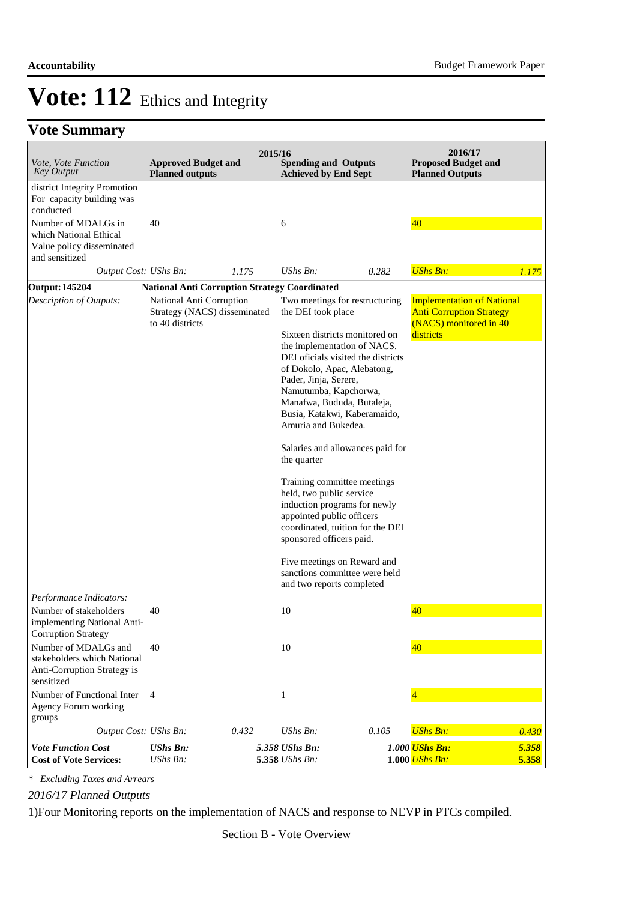# Vote: 112 Ethics and Integrity

## Vote Summary

| Vote, Vote Function Key Output | 2015/16 Approved Budget and Planned outputs | | 2015/16 Spending and Outputs Achieved by End Sept | | 2016/17 Proposed Budget and Planned Outputs | |
|---|---|---|---|---|---|---|
| district Integrity Promotion For capacity building was conducted | | | | | | |
| Number of MDALGs in which National Ethical Value policy disseminated and sensitized | 40 | | 6 | | 40 | |
| *Output Cost: UShs Bn:* | | *1.175* | *UShs Bn:* | *0.282* | *UShs Bn:* | *1.175* |
| **Output: 145204** | **National Anti Corruption Strategy Coordinated** | | | | | |
| *Description of Outputs:* | National Anti Corruption Strategy (NACS) disseminated to 40 districts | | Two meetings for restructuring the DEI took place<br><br>Sixteen districts monitored on the implementation of NACS. DEI oficials visited the districts of Dokolo, Apac, Alebatong, Pader, Jinja, Serere, Namutumba, Kapchorwa, Manafwa, Bududa, Butaleja, Busia, Katakwi, Kaberamaido, Amuria and Bukedea.<br><br>Salaries and allowances paid for the quarter<br><br>Training committee meetings held, two public service induction programs for newly appointed public officers coordinated, tuition for the DEI sponsored officers paid.<br><br>Five meetings on Reward and sanctions committee were held and two reports completed | | Implementation of National Anti Corruption Strategy (NACS) monitored in 40 districts | |
| *Performance Indicators:* | | | | | | |
| Number of stakeholders implementing National Anti-Corruption Strategy | 40 | | 10 | | 40 | |
| Number of MDALGs and stakeholders which National Anti-Corruption Strategy is sensitized | 40 | | 10 | | 40 | |
| Number of Functional Inter Agency Forum working groups | 4 | | 1 | | 4 | |
| *Output Cost: UShs Bn:* | | *0.432* | *UShs Bn:* | *0.105* | *UShs Bn:* | *0.430* |
| ***Vote Function Cost*** | ***UShs Bn:*** | ***5.358*** | ***UShs Bn:*** | ***1.000*** | ***UShs Bn:*** | ***5.358*** |
| **Cost of Vote Services:** | *UShs Bn:* | **5.358** | *UShs Bn:* | **1.000** | *UShs Bn:* | **5.358** |

*\* Excluding Taxes and Arrears*

*2016/17 Planned Outputs*

1)Four Monitoring reports on the implementation of NACS and response to NEVP in PTCs compiled.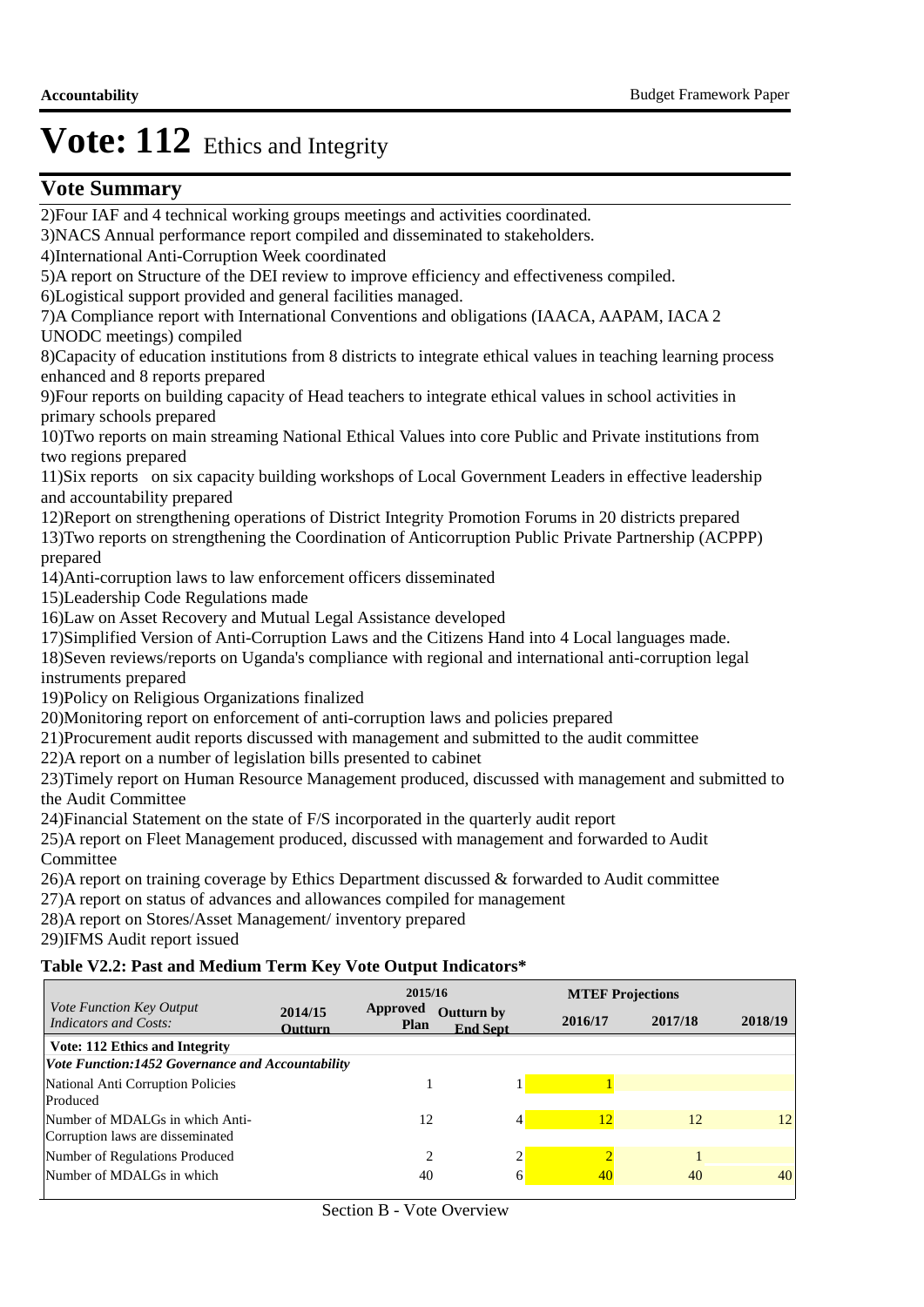# Vote: 112 Ethics and Integrity

## Vote Summary

2)Four IAF and 4 technical working groups meetings and activities coordinated.
3)NACS Annual performance report compiled and disseminated to stakeholders.
4)International Anti-Corruption Week coordinated
5)A report on Structure of the DEI review to improve efficiency and effectiveness compiled.
6)Logistical support provided and general facilities managed.
7)A Compliance report with International Conventions and obligations (IAACA, AAPAM, IACA 2 UNODC meetings) compiled
8)Capacity of education institutions from 8 districts to integrate ethical values in teaching learning process enhanced and 8 reports prepared
9)Four reports on building capacity of Head teachers to integrate ethical values in school activities in primary schools prepared
10)Two reports on main streaming National Ethical Values into core Public and Private institutions from two regions prepared
11)Six reports on six capacity building workshops of Local Government Leaders in effective leadership and accountability prepared
12)Report on strengthening operations of District Integrity Promotion Forums in 20 districts prepared
13)Two reports on strengthening the Coordination of Anticorruption Public Private Partnership (ACPPP) prepared
14)Anti-corruption laws to law enforcement officers disseminated
15)Leadership Code Regulations made
16)Law on Asset Recovery and Mutual Legal Assistance developed
17)Simplified Version of Anti-Corruption Laws and the Citizens Hand into 4 Local languages made.
18)Seven reviews/reports on Uganda's compliance with regional and international anti-corruption legal instruments prepared
19)Policy on Religious Organizations finalized
20)Monitoring report on enforcement of anti-corruption laws and policies prepared
21)Procurement audit reports discussed with management and submitted to the audit committee
22)A report on a number of legislation bills presented to cabinet
23)Timely report on Human Resource Management produced, discussed with management and submitted to the Audit Committee
24)Financial Statement on the state of F/S incorporated in the quarterly audit report
25)A report on Fleet Management produced, discussed with management and forwarded to Audit Committee
26)A report on training coverage by Ethics Department discussed & forwarded to Audit committee
27)A report on status of advances and allowances compiled for management
28)A report on Stores/Asset Management/ inventory prepared
29)IFMS Audit report issued

**Table V2.2: Past and Medium Term Key Vote Output Indicators***

| *Vote Function Key Output Indicators and Costs:* | 2014/15 Outturn | 2015/16 Approved Plan | 2015/16 Outturn by End Sept | MTEF Projections 2016/17 | 2017/18 | 2018/19 |
|---|---|---|---|---|---|---|
| **Vote: 112 Ethics and Integrity** | | | | | | |
| ***Vote Function:1452 Governance and Accountability*** | | | | | | |
| National Anti Corruption Policies Produced | | 1 | 1 | 1 | | |
| Number of MDALGs in which Anti-Corruption laws are disseminated | | 12 | 4 | 12 | 12 | 12 |
| Number of Regulations Produced | | 2 | 2 | 2 | 1 | |
| Number of MDALGs in which | | 40 | 6 | 40 | 40 | 40 |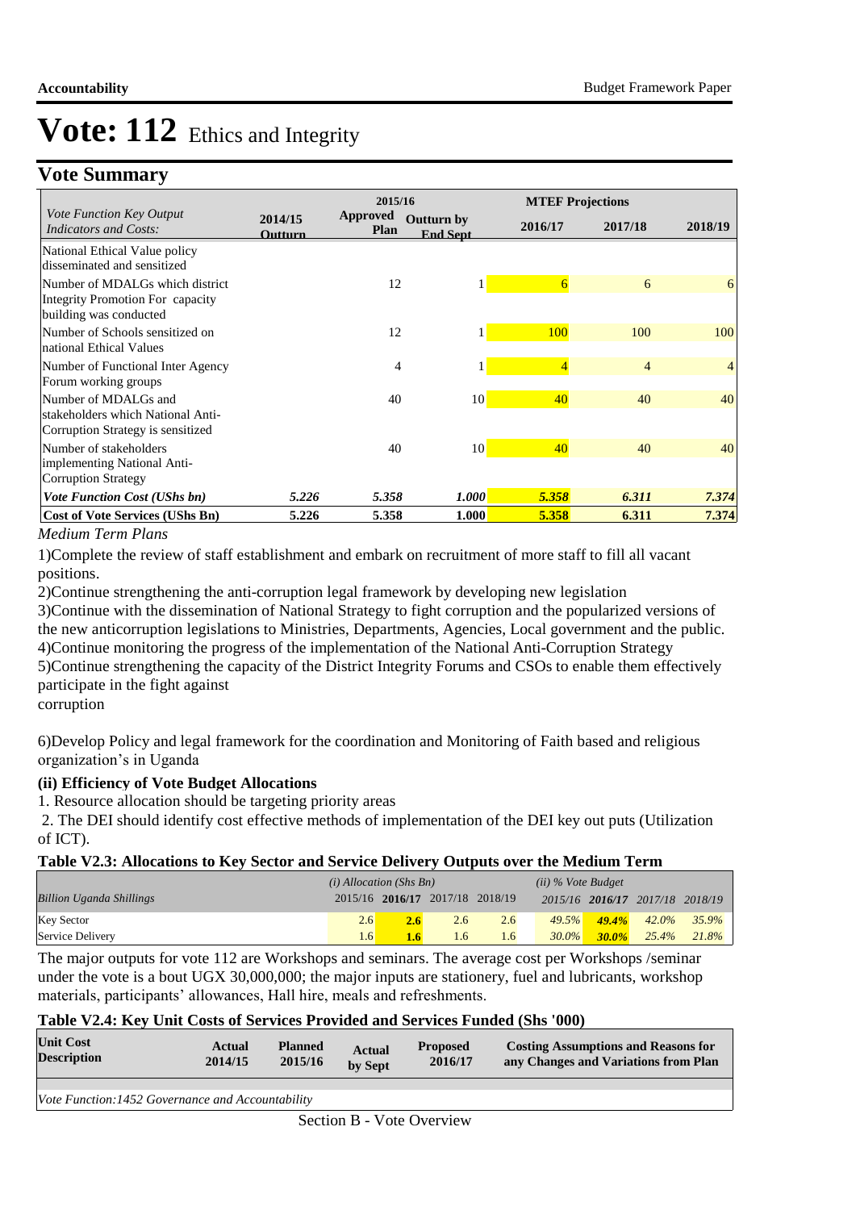# Vote: 112 Ethics and Integrity

## Vote Summary

| Vote Function Key Output Indicators and Costs: | 2014/15 Outturn | 2015/16 Approved Plan | 2015/16 Outturn by End Sept | MTEF Projections 2016/17 | 2017/18 | 2018/19 |
|---|---|---|---|---|---|---|
| National Ethical Value policy disseminated and sensitized | | | | | | |
| Number of MDALGs which district Integrity Promotion For capacity building was conducted | | 12 | 1 | 6 | 6 | 6 |
| Number of Schools sensitized on national Ethical Values | | 12 | 1 | 100 | 100 | 100 |
| Number of Functional Inter Agency Forum working groups | | 4 | 1 | 4 | 4 | 4 |
| Number of MDALGs and stakeholders which National Anti-Corruption Strategy is sensitized | | 40 | 10 | 40 | 40 | 40 |
| Number of stakeholders implementing National Anti-Corruption Strategy | | 40 | 10 | 40 | 40 | 40 |
| *Vote Function Cost (UShs bn)* | *5.226* | *5.358* | *1.000* | *5.358* | *6.311* | *7.374* |
| **Cost of Vote Services (UShs Bn)** | **5.226** | **5.358** | **1.000** | **5.358** | **6.311** | **7.374** |

*Medium Term Plans*

1)Complete the review of staff establishment and embark on recruitment of more staff to fill all vacant positions.

2)Continue strengthening the anti-corruption legal framework by developing new legislation

3)Continue with the dissemination of National Strategy to fight corruption and the popularized versions of the new anticorruption legislations to Ministries, Departments, Agencies, Local government and the public.

4)Continue monitoring the progress of the implementation of the National Anti-Corruption Strategy

5)Continue strengthening the capacity of the District Integrity Forums and CSOs to enable them effectively participate in the fight against
corruption

6)Develop Policy and legal framework for the coordination and Monitoring of Faith based and religious organization's in Uganda

**(ii) Efficiency of Vote Budget Allocations**

1. Resource allocation should be targeting priority areas

2. The DEI should identify cost effective methods of implementation of the DEI key out puts (Utilization of ICT).

**Table V2.3: Allocations to Key Sector and Service Delivery Outputs over the Medium Term**

| Billion Uganda Shillings | (i) Allocation (Shs Bn) 2015/16 | 2016/17 | 2017/18 | 2018/19 | (ii) % Vote Budget 2015/16 | 2016/17 | 2017/18 | 2018/19 |
|---|---|---|---|---|---|---|---|---|
| Key Sector | 2.6 | 2.6 | 2.6 | 2.6 | 49.5% | 49.4% | 42.0% | 35.9% |
| Service Delivery | 1.6 | 1.6 | 1.6 | 1.6 | 30.0% | 30.0% | 25.4% | 21.8% |

The major outputs for vote 112 are Workshops and seminars. The average cost per Workshops /seminar under the vote is a bout UGX 30,000,000; the major inputs are stationery, fuel and lubricants, workshop materials, participants' allowances, Hall hire, meals and refreshments.

**Table V2.4: Key Unit Costs of Services Provided and Services Funded (Shs '000)**

| Unit Cost Description | Actual 2014/15 | Planned 2015/16 | Actual by Sept | Proposed 2016/17 | Costing Assumptions and Reasons for any Changes and Variations from Plan |
|---|---|---|---|---|---|
| *Vote Function:1452 Governance and Accountability* | | | | | |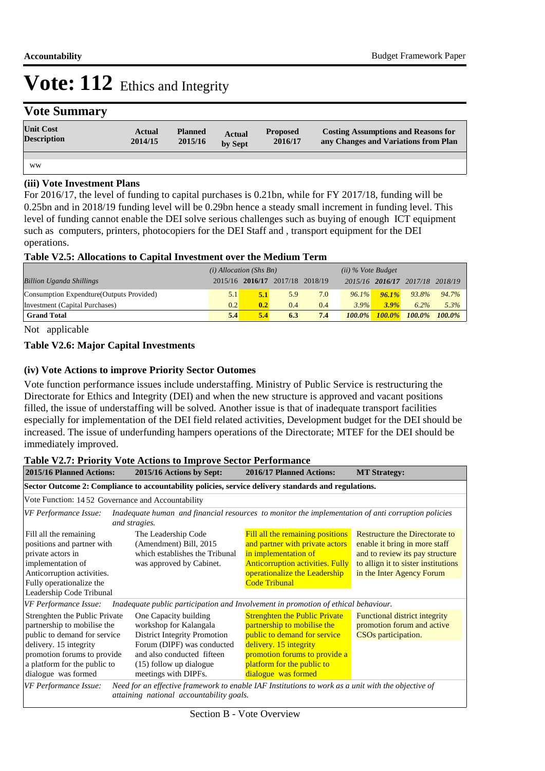# Vote: 112 Ethics and Integrity

## Vote Summary

| Unit Cost Description | Actual 2014/15 | Planned 2015/16 | Actual by Sept | Proposed 2016/17 | Costing Assumptions and Reasons for any Changes and Variations from Plan |
|---|---|---|---|---|---|
| ww | | | | | |

### (iii) Vote Investment Plans

For 2016/17, the level of funding to capital purchases is 0.21bn, while for FY 2017/18, funding will be 0.25bn and in 2018/19 funding level will be 0.29bn hence a steady small increment in funding level. This level of funding cannot enable the DEI solve serious challenges such as buying of enough ICT equipment such as computers, printers, photocopiers for the DEI Staff and , transport equipment for the DEI operations.

**Table V2.5: Allocations to Capital Investment over the Medium Term**

| | *(i) Allocation (Shs Bn)* | | | | *(ii) % Vote Budget* | | | |
|---|---|---|---|---|---|---|---|---|
| *Billion Uganda Shillings* | 2015/16 | **2016/17** | 2017/18 | 2018/19 | 2015/16 | **2016/17** | 2017/18 | 2018/19 |
| Consumption Expendture(Outputs Provided) | 5.1 | **5.1** | 5.9 | 7.0 | *96.1%* | ***96.1%*** | *93.8%* | *94.7%* |
| Investment (Capital Purchases) | 0.2 | **0.2** | 0.4 | 0.4 | *3.9%* | ***3.9%*** | *6.2%* | *5.3%* |
| **Grand Total** | **5.4** | **5.4** | **6.3** | **7.4** | ***100.0%*** | ***100.0%*** | ***100.0%*** | ***100.0%*** |

Not applicable

**Table V2.6: Major Capital Investments**

### (iv) Vote Actions to improve Priority Sector Outomes

Vote function performance issues include understaffing. Ministry of Public Service is restructuring the Directorate for Ethics and Integrity (DEI) and when the new structure is approved and vacant positions filled, the issue of understaffing will be solved. Another issue is that of inadequate transport facilities especially for implementation of the DEI field related activities, Development budget for the DEI should be increased. The issue of underfunding hampers operations of the Directorate; MTEF for the DEI should be immediately improved.

**Table V2.7: Priority Vote Actions to Improve Sector Performance**

| 2015/16 Planned Actions: | 2015/16 Actions by Sept: | 2016/17 Planned Actions: | MT Strategy: |
|---|---|---|---|
| **Sector Outcome 2: Compliance to accountability policies, service delivery standards and regulations.** | | | |
| Vote Function: 1452 Governance and Accountability | | | |
| *VF Performance Issue: Inadequate human and financial resources to monitor the implementation of anti corruption policies and stragies.* | | | |
| Fill all the remaining positions and partner with private actors in implementation of Anticorruption activities. Fully operationalize the Leadership Code Tribunal | The Leadership Code (Amendment) Bill, 2015 which establishes the Tribunal was approved by Cabinet. | Fill all the remaining positions and partner with private actors in implementation of Anticorruption activities. Fully operationalize the Leadership Code Tribunal | Restructure the Directorate to enable it bring in more staff and to review its pay structure to allign it to sister institutions in the Inter Agency Forum |
| *VF Performance Issue: Inadequate public participation and Involvement in promotion of ethical behaviour.* | | | |
| Strenghten the Public Private partnership to mobilise the public to demand for service delivery. 15 integrity promotion forums to provide a platform for the public to dialogue was formed | One Capacity building workshop for Kalangala District Integrity Promotion Forum (DIPF) was conducted and also conducted fifteen (15) follow up dialogue meetings with DIPFs. | Strenghten the Public Private partnership to mobilise the public to demand for service delivery. 15 integrity promotion forums to provide a platform for the public to dialogue was formed | Functional district integrity promotion forum and active CSOs participation. |
| *VF Performance Issue: Need for an effective framework to enable IAF Institutions to work as a unit with the objective of attaining national accountability goals.* | | | |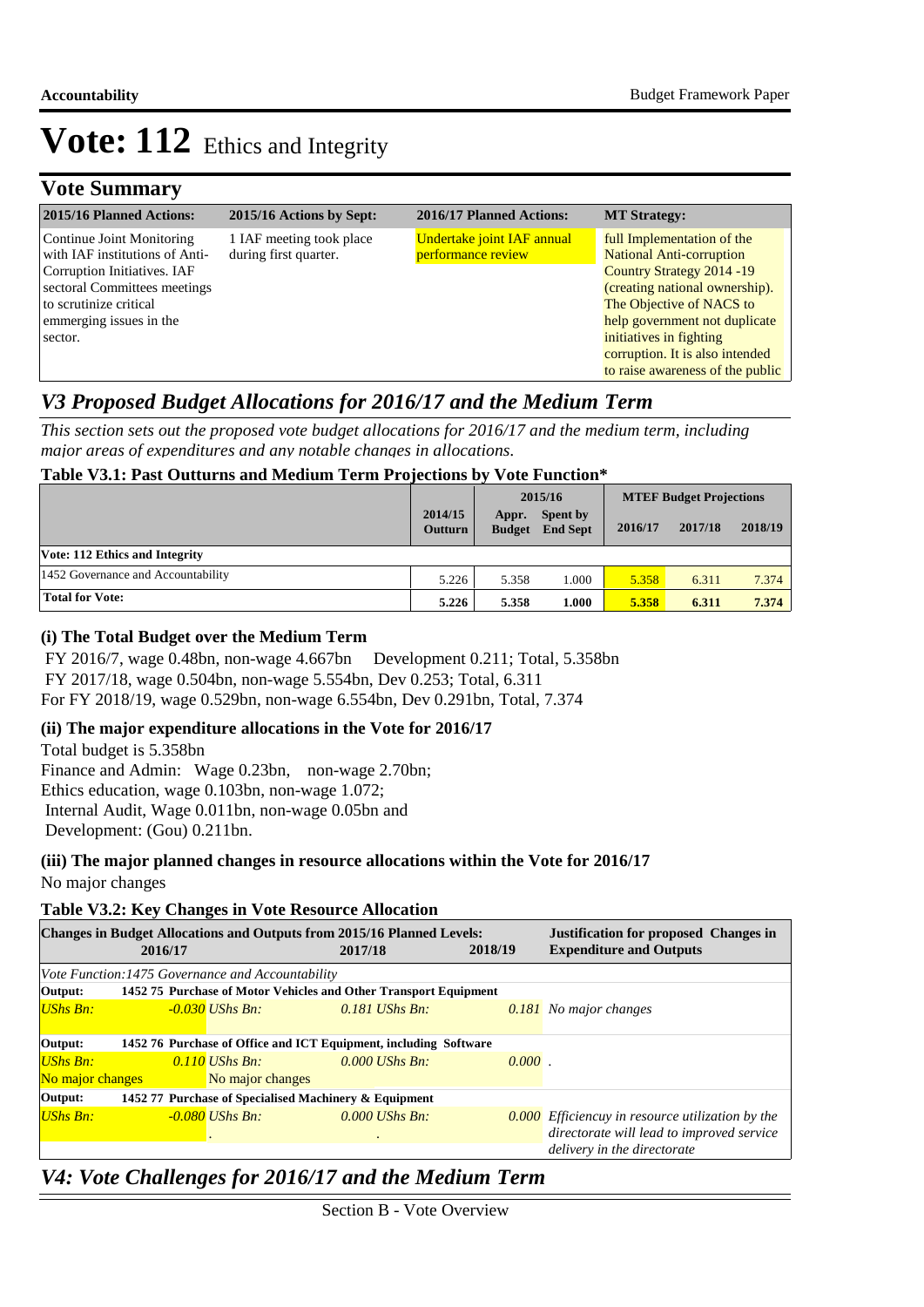# Vote: 112 Ethics and Integrity

## Vote Summary

| 2015/16 Planned Actions: | 2015/16 Actions by Sept: | 2016/17 Planned Actions: | MT Strategy: |
|---|---|---|---|
| Continue Joint Monitoring with IAF institutions of Anti-Corruption Initiatives. IAF sectoral Committees meetings to scrutinize critical emmerging issues in the sector. | 1 IAF meeting took place during first quarter. | Undertake joint IAF annual performance review | full Implementation of the National Anti-corruption Country Strategy 2014 -19 (creating national ownership). The Objective of NACS to help government not duplicate initiatives in fighting corruption. It is also intended to raise awareness of the public |

## *V3 Proposed Budget Allocations for 2016/17 and the Medium Term*

*This section sets out the proposed vote budget allocations for 2016/17 and the medium term, including major areas of expenditures and any notable changes in allocations.*

**Table V3.1: Past Outturns and Medium Term Projections by Vote Function***

| | 2014/15 | 2015/16 | | MTEF Budget Projections | | |
|---|---|---|---|---|---|---|
| | Outturn | Appr. Budget | Spent by End Sept | 2016/17 | 2017/18 | 2018/19 |
| **Vote: 112 Ethics and Integrity** | | | | | | |
| 1452 Governance and Accountability | 5.226 | 5.358 | 1.000 | 5.358 | 6.311 | 7.374 |
| **Total for Vote:** | **5.226** | **5.358** | **1.000** | **5.358** | **6.311** | **7.374** |

### (i) The Total Budget over the Medium Term

FY 2016/7, wage 0.48bn, non-wage 4.667bn   Development 0.211; Total, 5.358bn
FY 2017/18, wage 0.504bn, non-wage 5.554bn, Dev 0.253; Total, 6.311
For FY 2018/19, wage 0.529bn, non-wage 6.554bn, Dev 0.291bn, Total, 7.374

### (ii) The major expenditure allocations in the Vote for 2016/17

Total budget is 5.358bn
Finance and Admin:  Wage 0.23bn,  non-wage 2.70bn;
Ethics education, wage 0.103bn, non-wage 1.072;
Internal Audit, Wage 0.011bn, non-wage 0.05bn and
Development: (Gou) 0.211bn.

### (iii) The major planned changes in resource allocations within the Vote for 2016/17

No major changes

**Table V3.2: Key Changes in Vote Resource Allocation**

| Changes in Budget Allocations and Outputs from 2015/16 Planned Levels: 2016/17 | 2017/18 | 2018/19 | Justification for proposed Changes in Expenditure and Outputs |
|---|---|---|---|
| *Vote Function:1475 Governance and Accountability* | | | |
| **Output: 1452 75 Purchase of Motor Vehicles and Other Transport Equipment** | | | |
| *UShs Bn: -0.030* | *UShs Bn: 0.181* | *UShs Bn: 0.181* | *No major changes* |
| **Output: 1452 76 Purchase of Office and ICT Equipment, including Software** | | | |
| *UShs Bn: 0.110* | *UShs Bn: 0.000* | *UShs Bn: 0.000* | . |
| No major changes | No major changes | | |
| **Output: 1452 77 Purchase of Specialised Machinery & Equipment** | | | |
| *UShs Bn: -0.080* | *UShs Bn: 0.000* | *UShs Bn: 0.000* | *Efficiencuy in resource utilization by the directorate will lead to improved service delivery in the directorate* |
| . | . | | |

## *V4: Vote Challenges for 2016/17 and the Medium Term*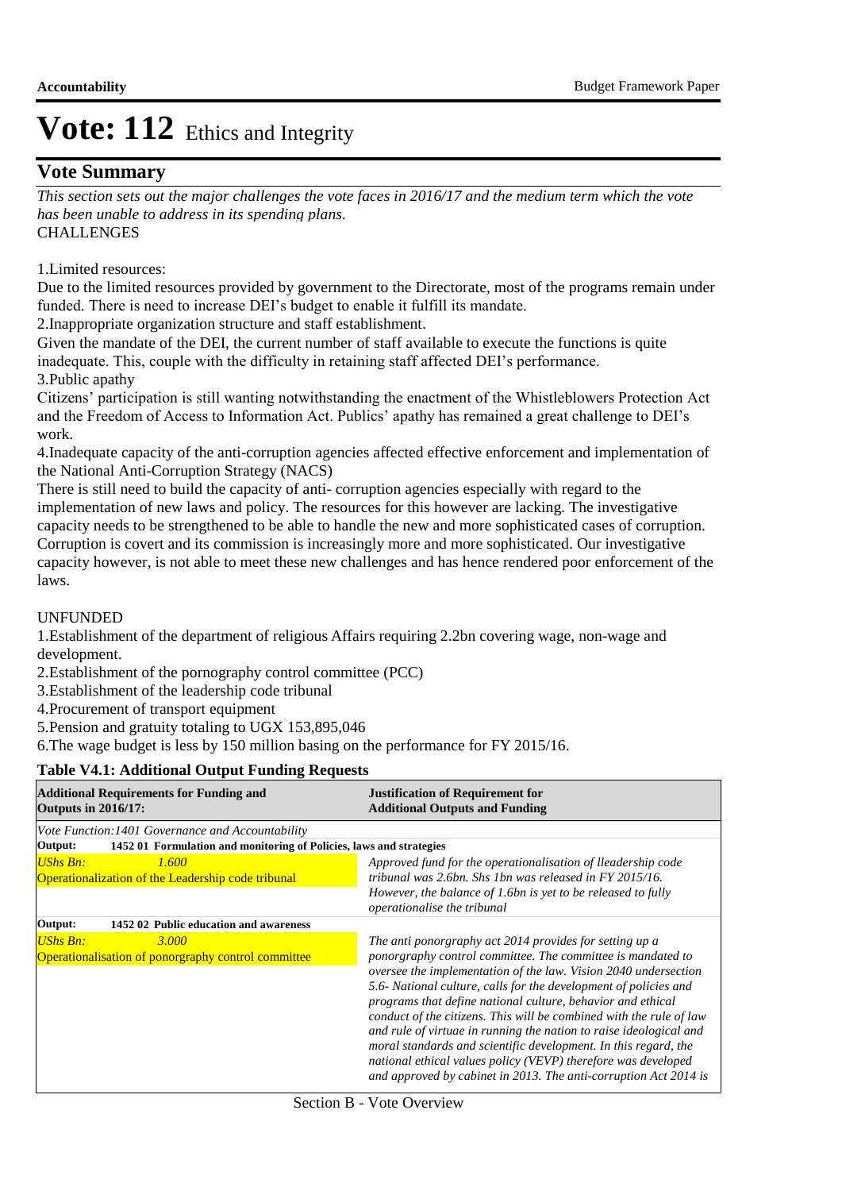# Vote: 112 Ethics and Integrity

## Vote Summary

*This section sets out the major challenges the vote faces in 2016/17 and the medium term which the vote has been unable to address in its spending plans.*

CHALLENGES

1.Limited resources:

Due to the limited resources provided by government to the Directorate, most of the programs remain under funded. There is need to increase DEI's budget to enable it fulfill its mandate.

2.Inappropriate organization structure and staff establishment.

Given the mandate of the DEI, the current number of staff available to execute the functions is quite inadequate. This, couple with the difficulty in retaining staff affected DEI's performance.

3.Public apathy

Citizens' participation is still wanting notwithstanding the enactment of the Whistleblowers Protection Act and the Freedom of Access to Information Act. Publics' apathy has remained a great challenge to DEI's work.

4.Inadequate capacity of the anti-corruption agencies affected effective enforcement and implementation of the National Anti-Corruption Strategy (NACS)

There is still need to build the capacity of anti- corruption agencies especially with regard to the implementation of new laws and policy. The resources for this however are lacking. The investigative capacity needs to be strengthened to be able to handle the new and more sophisticated cases of corruption. Corruption is covert and its commission is increasingly more and more sophisticated. Our investigative capacity however, is not able to meet these new challenges and has hence rendered poor enforcement of the laws.

UNFUNDED

1.Establishment of the department of religious Affairs requiring 2.2bn covering wage, non-wage and development.

2.Establishment of the pornography control committee (PCC)

3.Establishment of the leadership code tribunal

4.Procurement of transport equipment

5.Pension and gratuity totaling to UGX 153,895,046

6.The wage budget is less by 150 million basing on the performance for FY 2015/16.

### Table V4.1: Additional Output Funding Requests

| **Additional Requirements for Funding and Outputs in 2016/17:** | **Justification of Requirement for Additional Outputs and Funding** |
|---|---|
| *Vote Function:1401 Governance and Accountability* | |
| **Output: 1452 01 Formulation and monitoring of Policies, laws and strategies** | |
| *UShs Bn:* *1.600*<br>Operationalization of the Leadership code tribunal | *Approved fund for the operationalisation of lleadership code tribunal was 2.6bn. Shs 1bn was released in FY 2015/16. However, the balance of 1.6bn is yet to be released to fully operationalise the tribunal* |
| **Output: 1452 02 Public education and awareness** | |
| *UShs Bn:* *3.000*<br>Operationalisation of ponorgraphy control committee | *The anti ponorgraphy act 2014 provides for setting up a ponorgraphy control committee. The committee is mandated to oversee the implementation of the law. Vision 2040 undersection 5.6- National culture, calls for the development of policies and programs that define national culture, behavior and ethical conduct of the citizens. This will be combined with the rule of law and rule of virtuae in running the nation to raise ideological and moral standards and scientific development. In this regard, the national ethical values policy (VEVP) therefore was developed and approved by cabinet in 2013. The anti-corruption Act 2014 is* |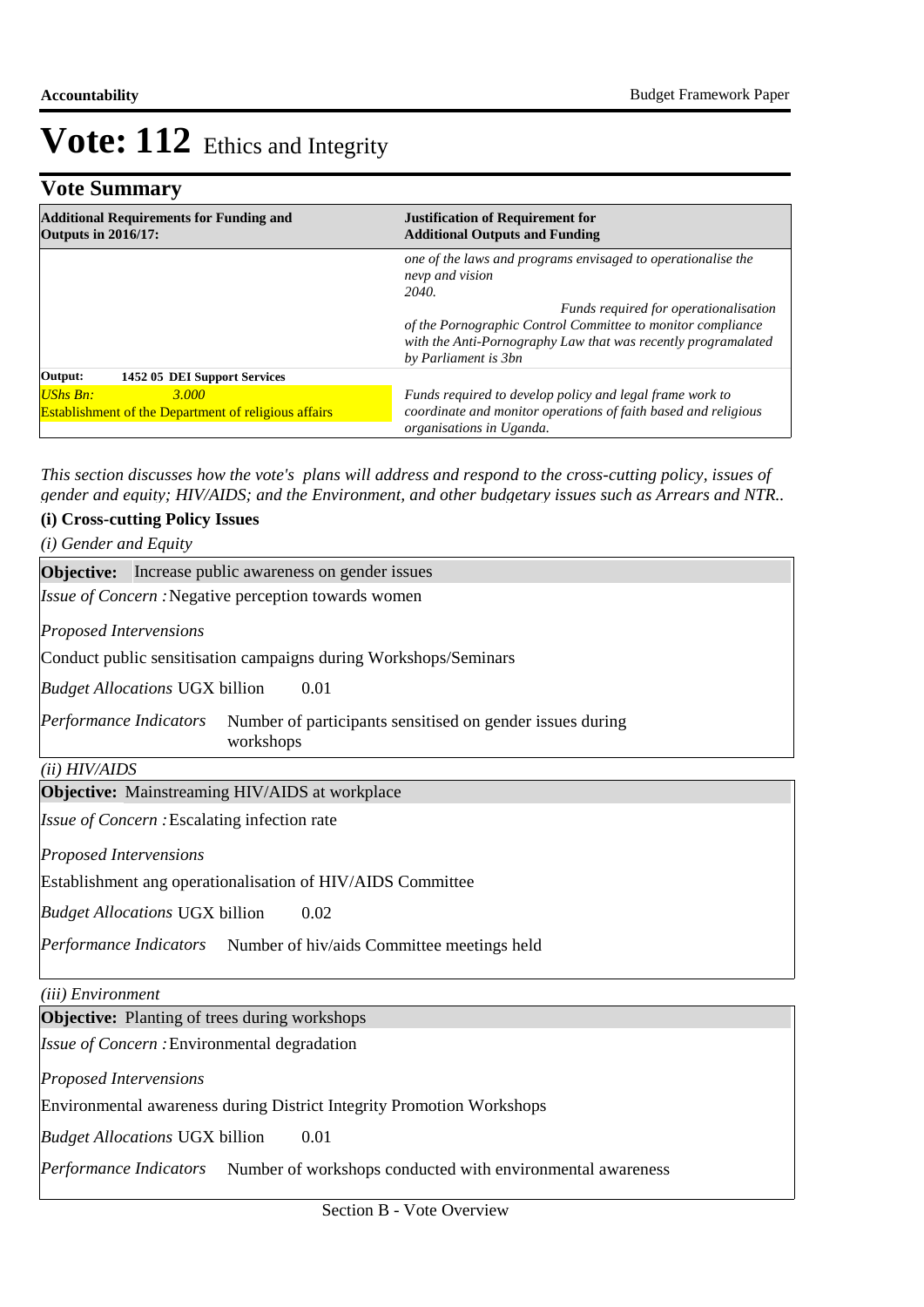# Vote: 112 Ethics and Integrity

## Vote Summary

| **Additional Requirements for Funding and Outputs in 2016/17:** | **Justification of Requirement for Additional Outputs and Funding** |
|---|---|
| | *one of the laws and programs envisaged to operationalise the nevp and vision 2040.* *Funds required for operationalisation of the Pornographic Control Committee to monitor compliance with the Anti-Pornography Law that was recently programalated by Parliament is 3bn* |
| **Output: 1452 05 DEI Support Services** | |
| *UShs Bn: 3.000* Establishment of the Department of religious affairs | *Funds required to develop policy and legal frame work to coordinate and monitor operations of faith based and religious organisations in Uganda.* |

*This section discusses how the vote's plans will address and respond to the cross-cutting policy, issues of gender and equity; HIV/AIDS; and the Environment, and other budgetary issues such as Arrears and NTR..*

### (i) Cross-cutting Policy Issues

*(i) Gender and Equity*

**Objective:** Increase public awareness on gender issues

*Issue of Concern :* Negative perception towards women

*Proposed Interventions*

Conduct public sensitisation campaigns during Workshops/Seminars

*Budget Allocations* UGX billion 0.01

*Performance Indicators* Number of participants sensitised on gender issues during workshops

*(ii) HIV/AIDS*

**Objective:** Mainstreaming HIV/AIDS at workplace

*Issue of Concern :* Escalating infection rate

*Proposed Interventions*

Establishment ang operationalisation of HIV/AIDS Committee

*Budget Allocations* UGX billion 0.02

*Performance Indicators* Number of hiv/aids Committee meetings held

*(iii) Environment*

**Objective:** Planting of trees during workshops

*Issue of Concern :* Environmental degradation

*Proposed Interventions*

Environmental awareness during District Integrity Promotion Workshops

*Budget Allocations* UGX billion 0.01

*Performance Indicators* Number of workshops conducted with environmental awareness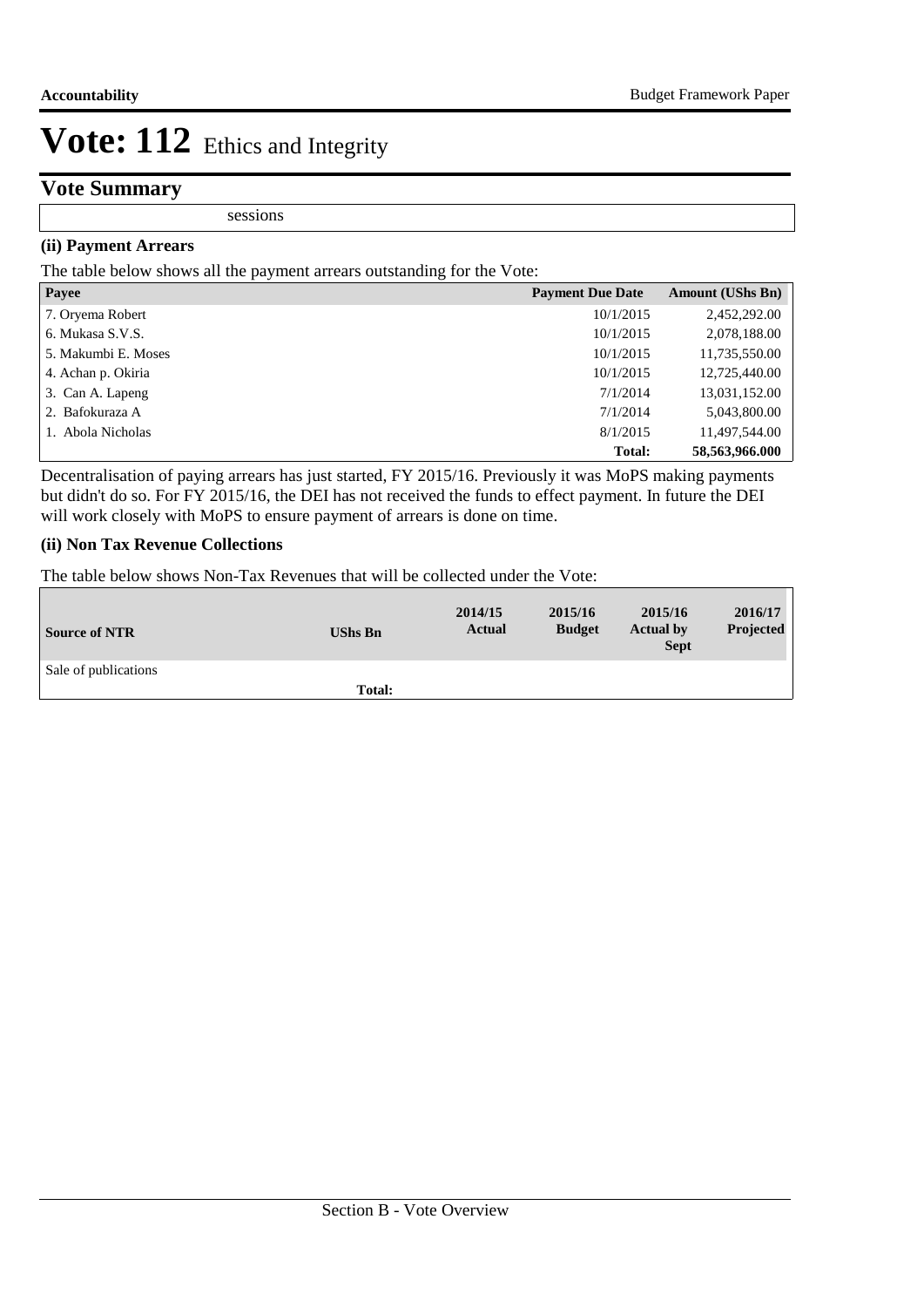# Vote: 112 Ethics and Integrity

## Vote Summary

| |
|---|
| sessions |

### (ii) Payment Arrears

The table below shows all the payment arrears outstanding for the Vote:

| Payee | Payment Due Date | Amount (UShs Bn) |
|---|---|---|
| 7. Oryema Robert | 10/1/2015 | 2,452,292.00 |
| 6. Mukasa S.V.S. | 10/1/2015 | 2,078,188.00 |
| 5. Makumbi E. Moses | 10/1/2015 | 11,735,550.00 |
| 4. Achan p. Okiria | 10/1/2015 | 12,725,440.00 |
| 3. Can A. Lapeng | 7/1/2014 | 13,031,152.00 |
| 2. Bafokuraza A | 7/1/2014 | 5,043,800.00 |
| 1. Abola Nicholas | 8/1/2015 | 11,497,544.00 |
| | **Total:** | **58,563,966.000** |

Decentralisation of paying arrears has just started, FY 2015/16. Previously it was MoPS making payments but didn't do so. For FY 2015/16, the DEI has not received the funds to effect payment. In future the DEI will work closely with MoPS to ensure payment of arrears is done on time.

### (ii) Non Tax Revenue Collections

The table below shows Non-Tax Revenues that will be collected under the Vote:

| Source of NTR | UShs Bn | 2014/15 Actual | 2015/16 Budget | 2015/16 Actual by Sept | 2016/17 Projected |
|---|---|---|---|---|---|
| Sale of publications | | | | | |
| | **Total:** | | | | |